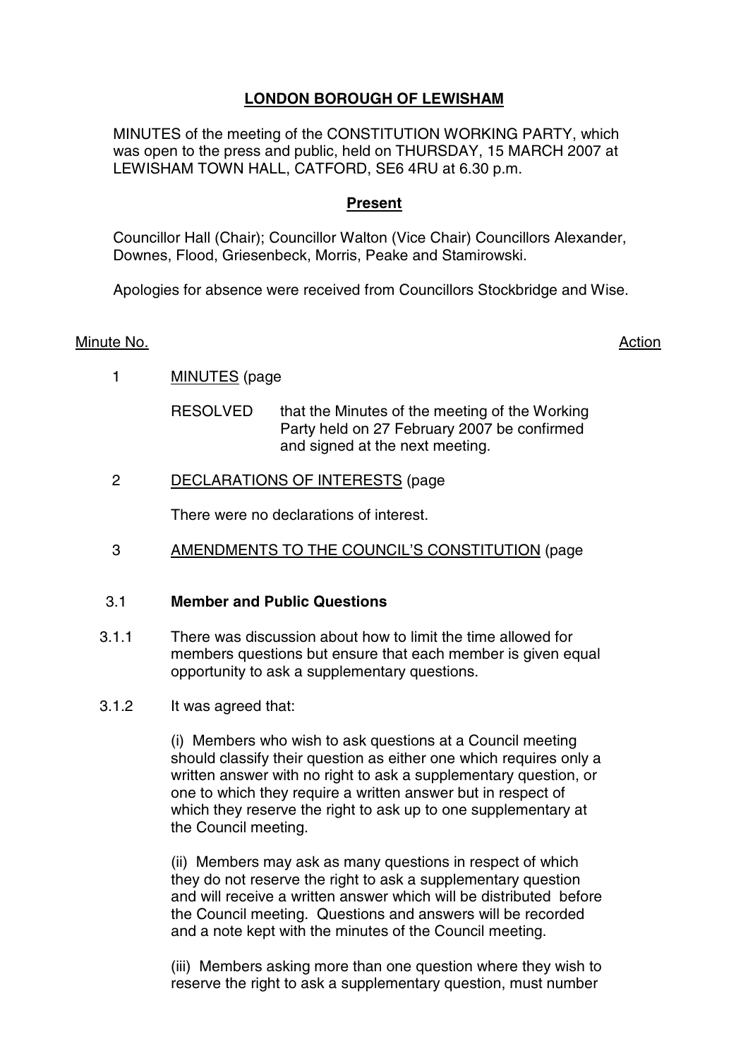# LONDON BOROUGH OF LEWISHAM

MINUTES of the meeting of the CONSTITUTION WORKING PARTY, which was open to the press and public, held on THURSDAY, 15 MARCH 2007 at LEWISHAM TOWN HALL, CATFORD, SE6 4RU at 6.30 p.m.

## Present

Councillor Hall (Chair); Councillor Walton (Vice Chair) Councillors Alexander, Downes, Flood, Griesenbeck, Morris, Peake and Stamirowski.

Apologies for absence were received from Councillors Stockbridge and Wise.

Minute No. Action

1 MINUTES (page

RESOLVED that the Minutes of the meeting of the Working Party held on 27 February 2007 be confirmed and signed at the next meeting.

2 DECLARATIONS OF INTERESTS (page

There were no declarations of interest.

3 AMENDMENTS TO THE COUNCIL'S CONSTITUTION (page

3.1 **Member and Public Questions**

3.1.1 There was discussion about how to limit the time allowed for members questions but ensure that each member is given equal opportunity to ask a supplementary questions.

3.1.2 It was agreed that:

(i) Members who wish to ask questions at a Council meeting should classify their question as either one which requires only a written answer with no right to ask a supplementary question, or one to which they require a written answer but in respect of which they reserve the right to ask up to one supplementary at the Council meeting.

(ii) Members may ask as many questions in respect of which they do not reserve the right to ask a supplementary question and will receive a written answer which will be distributed before the Council meeting. Questions and answers will be recorded and a note kept with the minutes of the Council meeting.

(iii) Members asking more than one question where they wish to reserve the right to ask a supplementary question, must number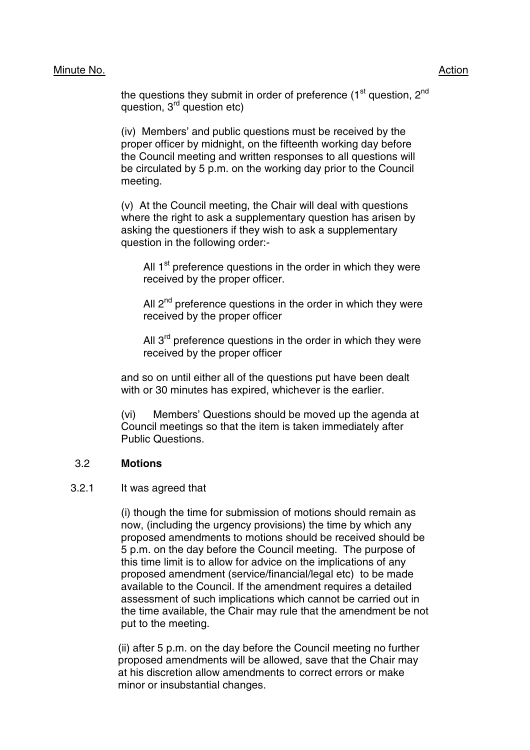Minute No. Action

the questions they submit in order of preference (1st question, 2nd question, 3rd question etc)

(iv) Members' and public questions must be received by the proper officer by midnight, on the fifteenth working day before the Council meeting and written responses to all questions will be circulated by 5 p.m. on the working day prior to the Council meeting.

(v) At the Council meeting, the Chair will deal with questions where the right to ask a supplementary question has arisen by asking the questioners if they wish to ask a supplementary question in the following order:-

> All 1st preference questions in the order in which they were received by the proper officer.
>
> All 2nd preference questions in the order in which they were received by the proper officer
>
> All 3rd preference questions in the order in which they were received by the proper officer

and so on until either all of the questions put have been dealt with or 30 minutes has expired, whichever is the earlier.

(vi) Members' Questions should be moved up the agenda at Council meetings so that the item is taken immediately after Public Questions.

3.2 **Motions**

3.2.1 It was agreed that

(i) though the time for submission of motions should remain as now, (including the urgency provisions) the time by which any proposed amendments to motions should be received should be 5 p.m. on the day before the Council meeting. The purpose of this time limit is to allow for advice on the implications of any proposed amendment (service/financial/legal etc) to be made available to the Council. If the amendment requires a detailed assessment of such implications which cannot be carried out in the time available, the Chair may rule that the amendment be not put to the meeting.

(ii) after 5 p.m. on the day before the Council meeting no further proposed amendments will be allowed, save that the Chair may at his discretion allow amendments to correct errors or make minor or insubstantial changes.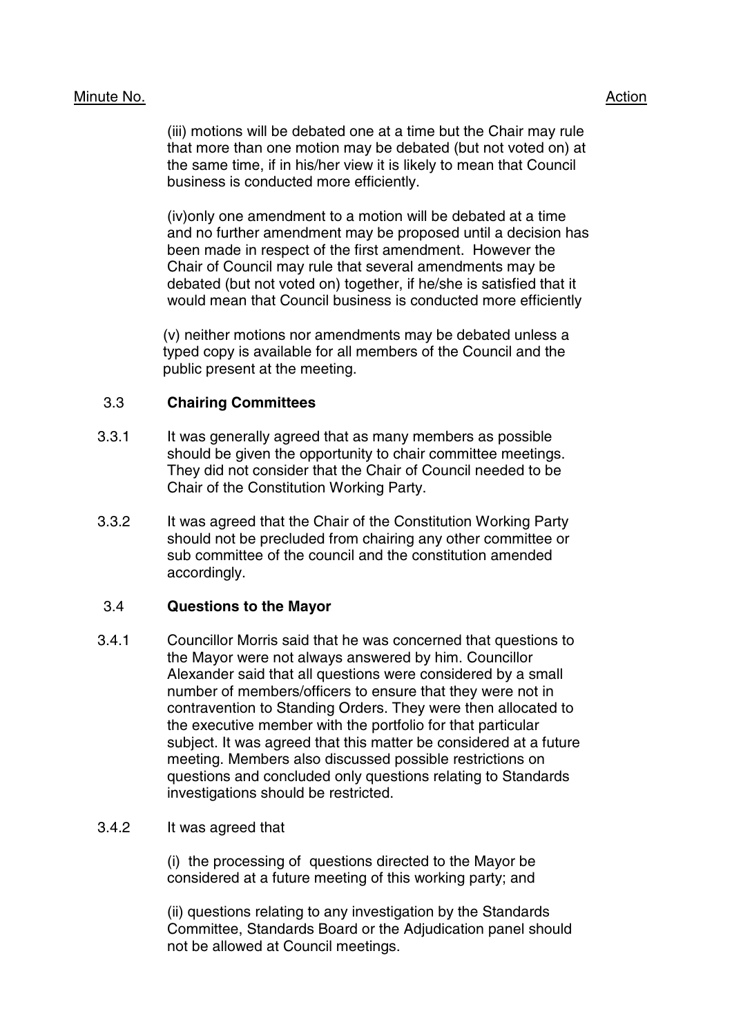Minute No. Action

(iii) motions will be debated one at a time but the Chair may rule that more than one motion may be debated (but not voted on) at the same time, if in his/her view it is likely to mean that Council business is conducted more efficiently.

(iv)only one amendment to a motion will be debated at a time and no further amendment may be proposed until a decision has been made in respect of the first amendment. However the Chair of Council may rule that several amendments may be debated (but not voted on) together, if he/she is satisfied that it would mean that Council business is conducted more efficiently

(v) neither motions nor amendments may be debated unless a typed copy is available for all members of the Council and the public present at the meeting.

3.3 **Chairing Committees**

3.3.1 It was generally agreed that as many members as possible should be given the opportunity to chair committee meetings. They did not consider that the Chair of Council needed to be Chair of the Constitution Working Party.

3.3.2 It was agreed that the Chair of the Constitution Working Party should not be precluded from chairing any other committee or sub committee of the council and the constitution amended accordingly.

3.4 **Questions to the Mayor**

3.4.1 Councillor Morris said that he was concerned that questions to the Mayor were not always answered by him. Councillor Alexander said that all questions were considered by a small number of members/officers to ensure that they were not in contravention to Standing Orders. They were then allocated to the executive member with the portfolio for that particular subject. It was agreed that this matter be considered at a future meeting. Members also discussed possible restrictions on questions and concluded only questions relating to Standards investigations should be restricted.

3.4.2 It was agreed that

(i) the processing of questions directed to the Mayor be considered at a future meeting of this working party; and

(ii) questions relating to any investigation by the Standards Committee, Standards Board or the Adjudication panel should not be allowed at Council meetings.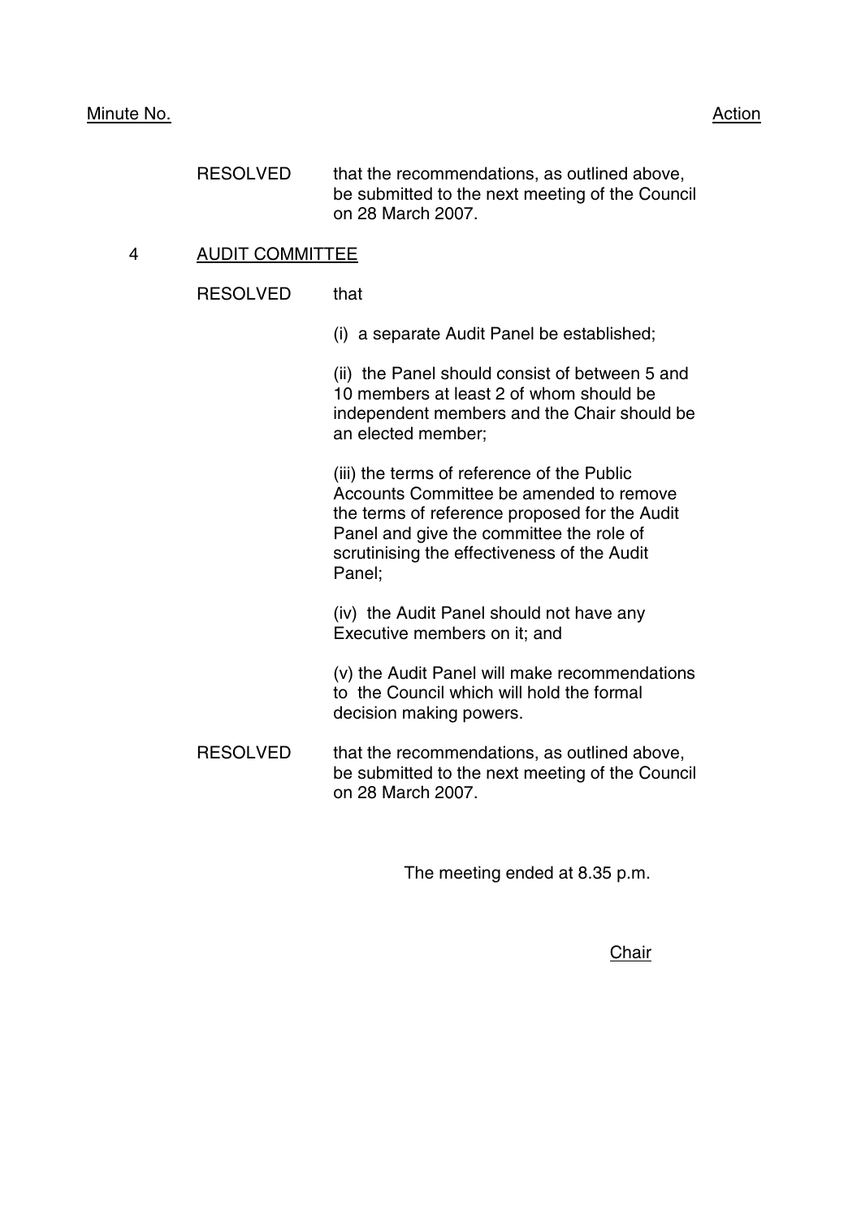Minute No. | Action

RESOLVED that the recommendations, as outlined above, be submitted to the next meeting of the Council on 28 March 2007.

4 AUDIT COMMITTEE

RESOLVED that

(i) a separate Audit Panel be established;

(ii) the Panel should consist of between 5 and 10 members at least 2 of whom should be independent members and the Chair should be an elected member;

(iii) the terms of reference of the Public Accounts Committee be amended to remove the terms of reference proposed for the Audit Panel and give the committee the role of scrutinising the effectiveness of the Audit Panel;

(iv) the Audit Panel should not have any Executive members on it; and

(v) the Audit Panel will make recommendations to the Council which will hold the formal decision making powers.

RESOLVED that the recommendations, as outlined above, be submitted to the next meeting of the Council on 28 March 2007.

The meeting ended at 8.35 p.m.

Chair